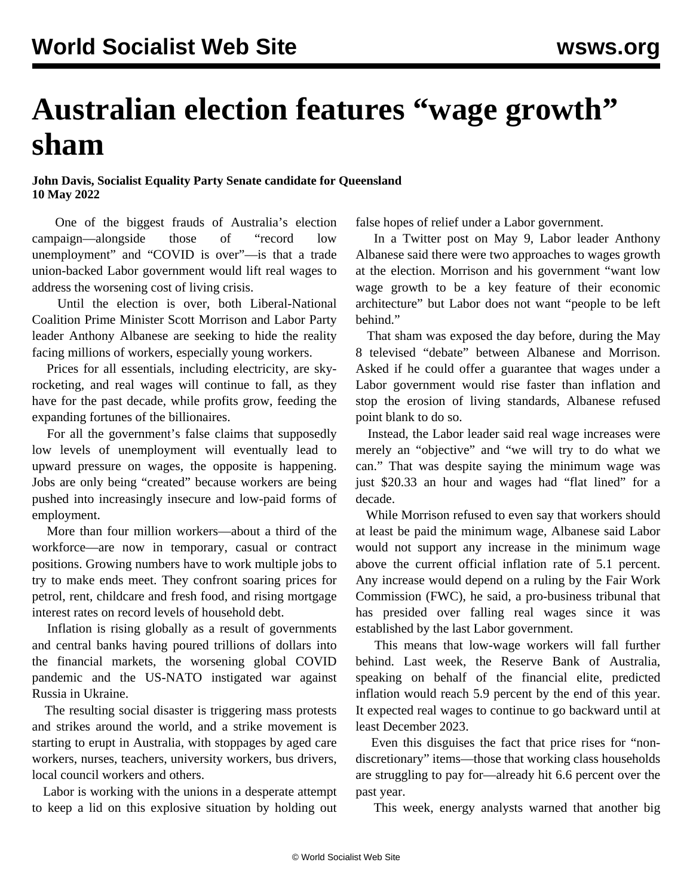# Australian election features "wage growth" sham

**John Davis, Socialist Equality Party Senate candidate for Queensland**
**10 May 2022**

One of the biggest frauds of Australia's election campaign—alongside those of "record low unemployment" and "COVID is over"—is that a trade union-backed Labor government would lift real wages to address the worsening cost of living crisis.

Until the election is over, both Liberal-National Coalition Prime Minister Scott Morrison and Labor Party leader Anthony Albanese are seeking to hide the reality facing millions of workers, especially young workers.

Prices for all essentials, including electricity, are sky-rocketing, and real wages will continue to fall, as they have for the past decade, while profits grow, feeding the expanding fortunes of the billionaires.

For all the government's false claims that supposedly low levels of unemployment will eventually lead to upward pressure on wages, the opposite is happening. Jobs are only being "created" because workers are being pushed into increasingly insecure and low-paid forms of employment.

More than four million workers—about a third of the workforce—are now in temporary, casual or contract positions. Growing numbers have to work multiple jobs to try to make ends meet. They confront soaring prices for petrol, rent, childcare and fresh food, and rising mortgage interest rates on record levels of household debt.

Inflation is rising globally as a result of governments and central banks having poured trillions of dollars into the financial markets, the worsening global COVID pandemic and the US-NATO instigated war against Russia in Ukraine.

The resulting social disaster is triggering mass protests and strikes around the world, and a strike movement is starting to erupt in Australia, with stoppages by aged care workers, nurses, teachers, university workers, bus drivers, local council workers and others.

Labor is working with the unions in a desperate attempt to keep a lid on this explosive situation by holding out false hopes of relief under a Labor government.

In a Twitter post on May 9, Labor leader Anthony Albanese said there were two approaches to wages growth at the election. Morrison and his government "want low wage growth to be a key feature of their economic architecture" but Labor does not want "people to be left behind."

That sham was exposed the day before, during the May 8 televised "debate" between Albanese and Morrison. Asked if he could offer a guarantee that wages under a Labor government would rise faster than inflation and stop the erosion of living standards, Albanese refused point blank to do so.

Instead, the Labor leader said real wage increases were merely an "objective" and "we will try to do what we can." That was despite saying the minimum wage was just $20.33 an hour and wages had "flat lined" for a decade.

While Morrison refused to even say that workers should at least be paid the minimum wage, Albanese said Labor would not support any increase in the minimum wage above the current official inflation rate of 5.1 percent. Any increase would depend on a ruling by the Fair Work Commission (FWC), he said, a pro-business tribunal that has presided over falling real wages since it was established by the last Labor government.

This means that low-wage workers will fall further behind. Last week, the Reserve Bank of Australia, speaking on behalf of the financial elite, predicted inflation would reach 5.9 percent by the end of this year. It expected real wages to continue to go backward until at least December 2023.

Even this disguises the fact that price rises for "non-discretionary" items—those that working class households are struggling to pay for—already hit 6.6 percent over the past year.

This week, energy analysts warned that another big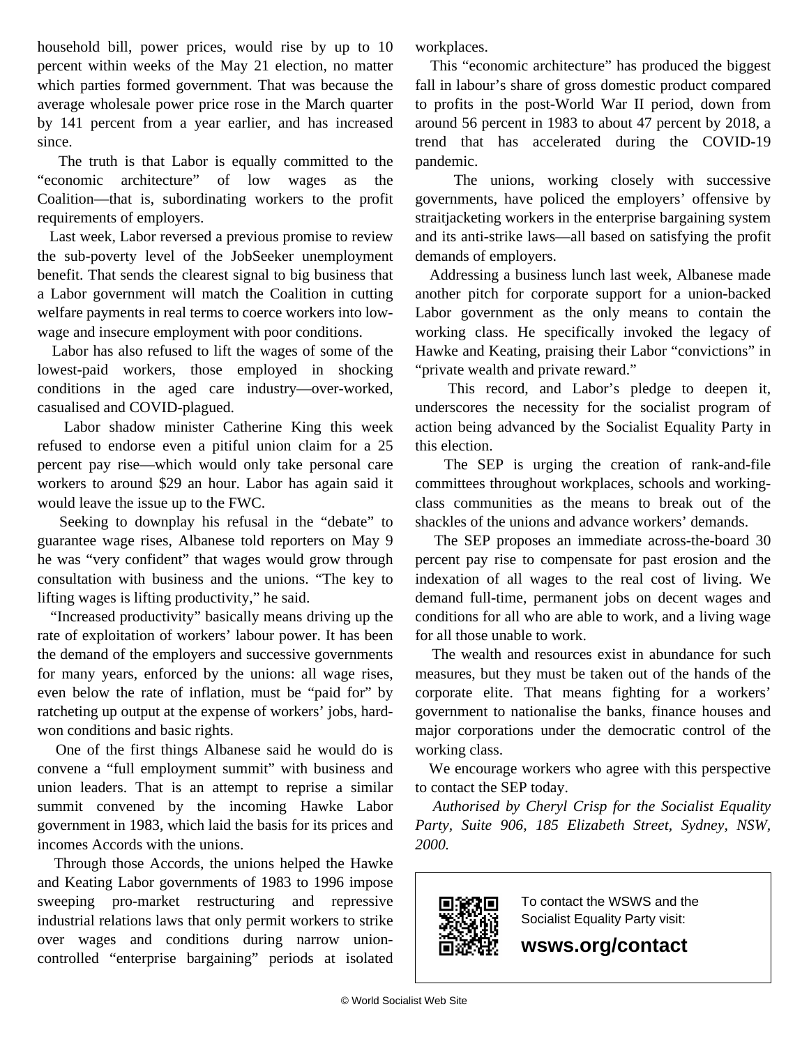household bill, power prices, would rise by up to 10 percent within weeks of the May 21 election, no matter which parties formed government. That was because the average wholesale power price rose in the March quarter by 141 percent from a year earlier, and has increased since.

The truth is that Labor is equally committed to the "economic architecture" of low wages as the Coalition—that is, subordinating workers to the profit requirements of employers.

Last week, Labor reversed a previous promise to review the sub-poverty level of the JobSeeker unemployment benefit. That sends the clearest signal to big business that a Labor government will match the Coalition in cutting welfare payments in real terms to coerce workers into low-wage and insecure employment with poor conditions.

Labor has also refused to lift the wages of some of the lowest-paid workers, those employed in shocking conditions in the aged care industry—over-worked, casualised and COVID-plagued.

Labor shadow minister Catherine King this week refused to endorse even a pitiful union claim for a 25 percent pay rise—which would only take personal care workers to around $29 an hour. Labor has again said it would leave the issue up to the FWC.

Seeking to downplay his refusal in the "debate" to guarantee wage rises, Albanese told reporters on May 9 he was "very confident" that wages would grow through consultation with business and the unions. "The key to lifting wages is lifting productivity," he said.

"Increased productivity" basically means driving up the rate of exploitation of workers' labour power. It has been the demand of the employers and successive governments for many years, enforced by the unions: all wage rises, even below the rate of inflation, must be "paid for" by ratcheting up output at the expense of workers' jobs, hard-won conditions and basic rights.

One of the first things Albanese said he would do is convene a "full employment summit" with business and union leaders. That is an attempt to reprise a similar summit convened by the incoming Hawke Labor government in 1983, which laid the basis for its prices and incomes Accords with the unions.

Through those Accords, the unions helped the Hawke and Keating Labor governments of 1983 to 1996 impose sweeping pro-market restructuring and repressive industrial relations laws that only permit workers to strike over wages and conditions during narrow union-controlled "enterprise bargaining" periods at isolated workplaces.

This "economic architecture" has produced the biggest fall in labour's share of gross domestic product compared to profits in the post-World War II period, down from around 56 percent in 1983 to about 47 percent by 2018, a trend that has accelerated during the COVID-19 pandemic.

The unions, working closely with successive governments, have policed the employers' offensive by straitjacketing workers in the enterprise bargaining system and its anti-strike laws—all based on satisfying the profit demands of employers.

Addressing a business lunch last week, Albanese made another pitch for corporate support for a union-backed Labor government as the only means to contain the working class. He specifically invoked the legacy of Hawke and Keating, praising their Labor "convictions" in "private wealth and private reward."

This record, and Labor's pledge to deepen it, underscores the necessity for the socialist program of action being advanced by the Socialist Equality Party in this election.

The SEP is urging the creation of rank-and-file committees throughout workplaces, schools and working-class communities as the means to break out of the shackles of the unions and advance workers' demands.

The SEP proposes an immediate across-the-board 30 percent pay rise to compensate for past erosion and the indexation of all wages to the real cost of living. We demand full-time, permanent jobs on decent wages and conditions for all who are able to work, and a living wage for all those unable to work.

The wealth and resources exist in abundance for such measures, but they must be taken out of the hands of the corporate elite. That means fighting for a workers' government to nationalise the banks, finance houses and major corporations under the democratic control of the working class.

We encourage workers who agree with this perspective to contact the SEP today.

*Authorised by Cheryl Crisp for the Socialist Equality Party, Suite 906, 185 Elizabeth Street, Sydney, NSW, 2000.*

To contact the WSWS and the Socialist Equality Party visit:

**wsws.org/contact**